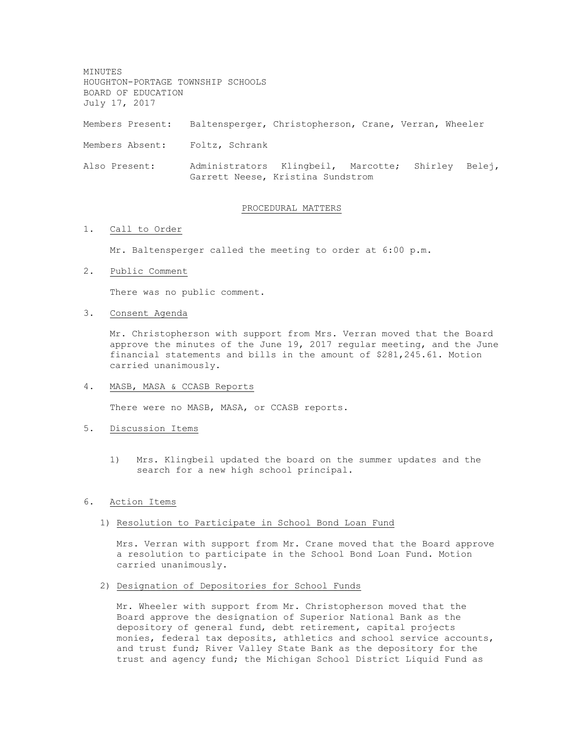MINUTES
HOUGHTON-PORTAGE TOWNSHIP SCHOOLS
BOARD OF EDUCATION
July 17, 2017

Members Present: Baltensperger, Christopherson, Crane, Verran, Wheeler

Members Absent: Foltz, Schrank

Also Present: Administrators Klingbeil, Marcotte; Shirley Belej, Garrett Neese, Kristina Sundstrom

## PROCEDURAL MATTERS

1. Call to Order

   Mr. Baltensperger called the meeting to order at 6:00 p.m.

2. Public Comment

   There was no public comment.

3. Consent Agenda

   Mr. Christopherson with support from Mrs. Verran moved that the Board approve the minutes of the June 19, 2017 regular meeting, and the June financial statements and bills in the amount of $281,245.61. Motion carried unanimously.

4. MASB, MASA & CCASB Reports

   There were no MASB, MASA, or CCASB reports.

5. Discussion Items

   1) Mrs. Klingbeil updated the board on the summer updates and the search for a new high school principal.

6. Action Items

   1) Resolution to Participate in School Bond Loan Fund

      Mrs. Verran with support from Mr. Crane moved that the Board approve a resolution to participate in the School Bond Loan Fund. Motion carried unanimously.

   2) Designation of Depositories for School Funds

      Mr. Wheeler with support from Mr. Christopherson moved that the Board approve the designation of Superior National Bank as the depository of general fund, debt retirement, capital projects monies, federal tax deposits, athletics and school service accounts, and trust fund; River Valley State Bank as the depository for the trust and agency fund; the Michigan School District Liquid Fund as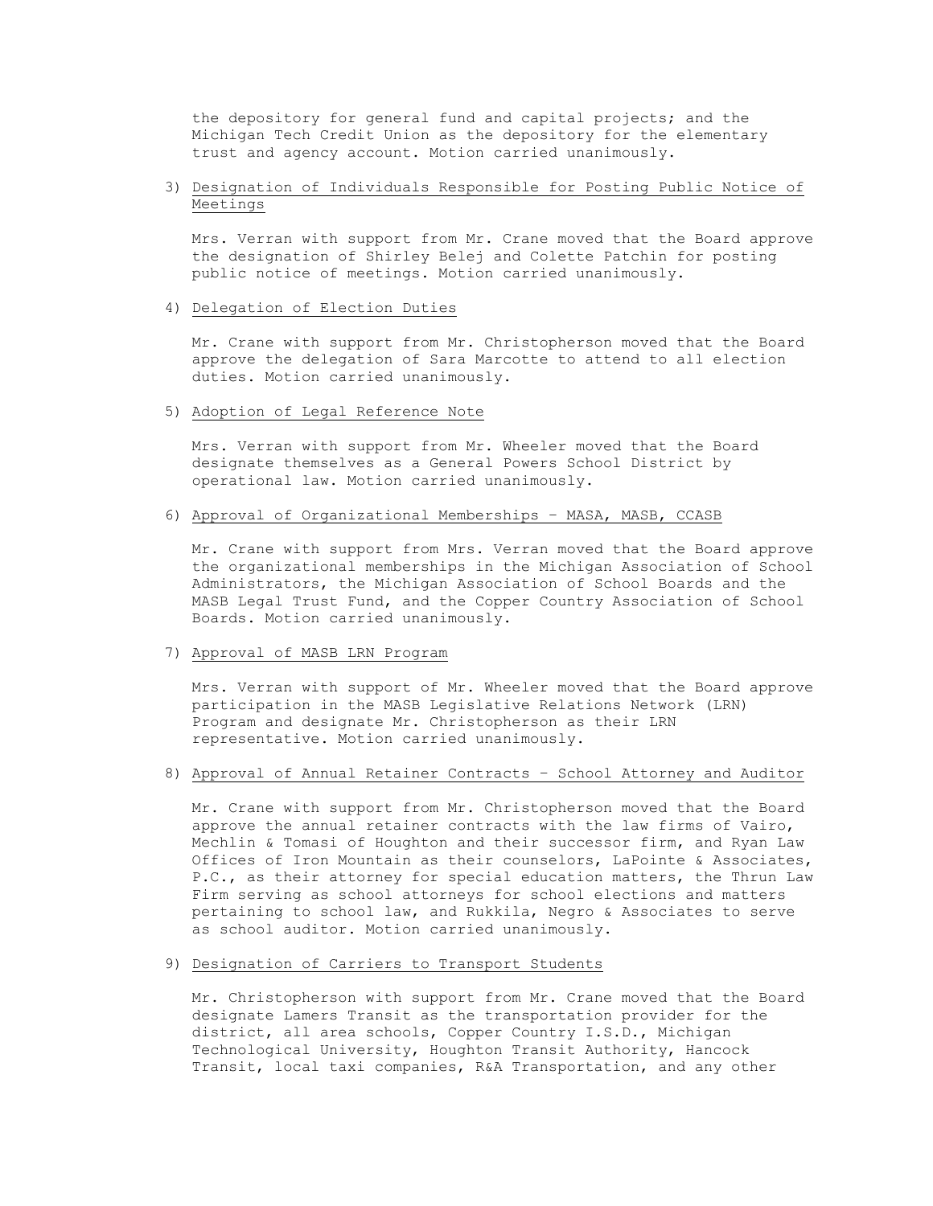the depository for general fund and capital projects; and the Michigan Tech Credit Union as the depository for the elementary trust and agency account. Motion carried unanimously.

3) <u>Designation of Individuals Responsible for Posting Public Notice of Meetings</u>

   Mrs. Verran with support from Mr. Crane moved that the Board approve the designation of Shirley Belej and Colette Patchin for posting public notice of meetings. Motion carried unanimously.

4) <u>Delegation of Election Duties</u>

   Mr. Crane with support from Mr. Christopherson moved that the Board approve the delegation of Sara Marcotte to attend to all election duties. Motion carried unanimously.

5) <u>Adoption of Legal Reference Note</u>

   Mrs. Verran with support from Mr. Wheeler moved that the Board designate themselves as a General Powers School District by operational law. Motion carried unanimously.

6) <u>Approval of Organizational Memberships – MASA, MASB, CCASB</u>

   Mr. Crane with support from Mrs. Verran moved that the Board approve the organizational memberships in the Michigan Association of School Administrators, the Michigan Association of School Boards and the MASB Legal Trust Fund, and the Copper Country Association of School Boards. Motion carried unanimously.

7) <u>Approval of MASB LRN Program</u>

   Mrs. Verran with support of Mr. Wheeler moved that the Board approve participation in the MASB Legislative Relations Network (LRN) Program and designate Mr. Christopherson as their LRN representative. Motion carried unanimously.

8) <u>Approval of Annual Retainer Contracts – School Attorney and Auditor</u>

   Mr. Crane with support from Mr. Christopherson moved that the Board approve the annual retainer contracts with the law firms of Vairo, Mechlin & Tomasi of Houghton and their successor firm, and Ryan Law Offices of Iron Mountain as their counselors, LaPointe & Associates, P.C., as their attorney for special education matters, the Thrun Law Firm serving as school attorneys for school elections and matters pertaining to school law, and Rukkila, Negro & Associates to serve as school auditor. Motion carried unanimously.

9) <u>Designation of Carriers to Transport Students</u>

   Mr. Christopherson with support from Mr. Crane moved that the Board designate Lamers Transit as the transportation provider for the district, all area schools, Copper Country I.S.D., Michigan Technological University, Houghton Transit Authority, Hancock Transit, local taxi companies, R&A Transportation, and any other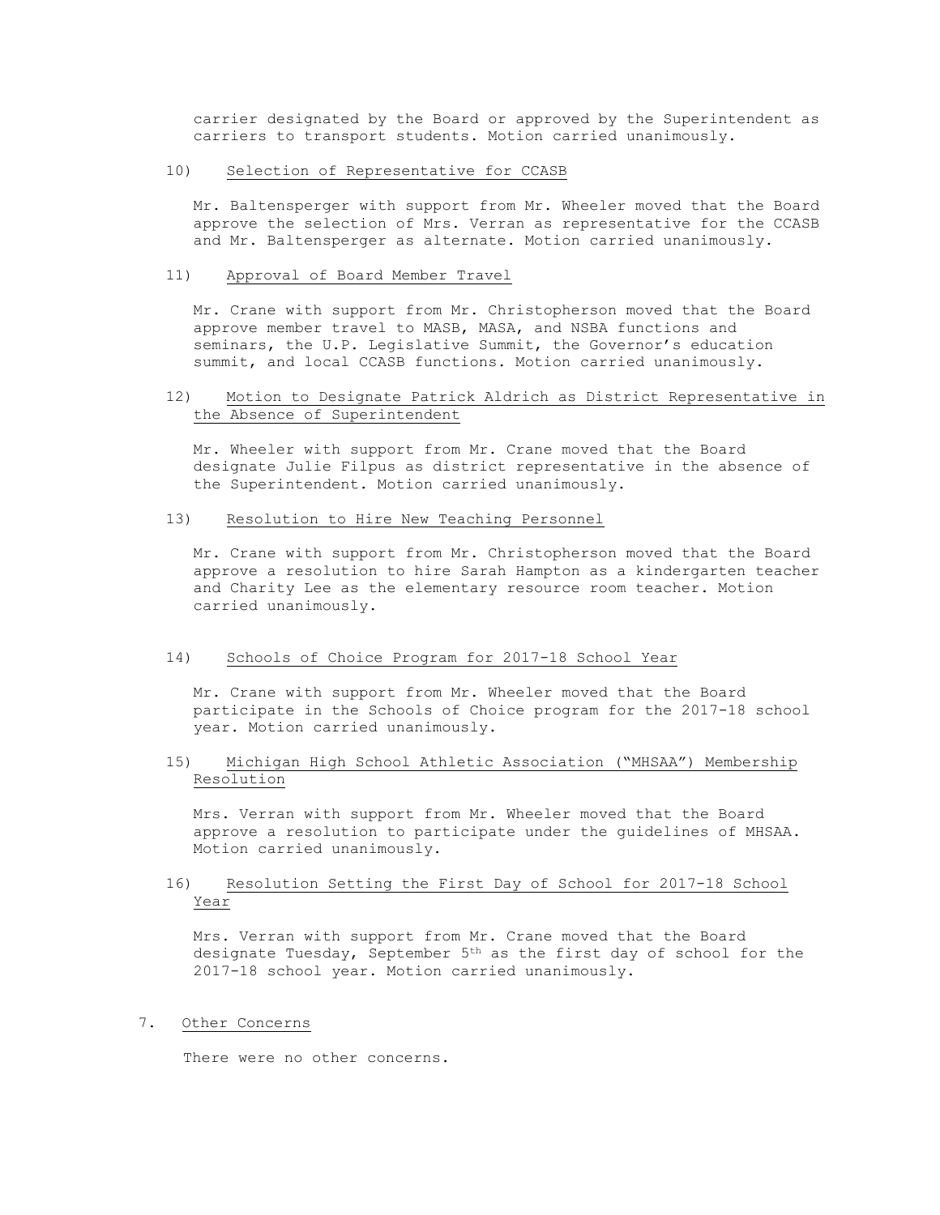carrier designated by the Board or approved by the Superintendent as carriers to transport students. Motion carried unanimously.

10) Selection of Representative for CCASB

Mr. Baltensperger with support from Mr. Wheeler moved that the Board approve the selection of Mrs. Verran as representative for the CCASB and Mr. Baltensperger as alternate. Motion carried unanimously.

11) Approval of Board Member Travel

Mr. Crane with support from Mr. Christopherson moved that the Board approve member travel to MASB, MASA, and NSBA functions and seminars, the U.P. Legislative Summit, the Governor's education summit, and local CCASB functions. Motion carried unanimously.

12) Motion to Designate Patrick Aldrich as District Representative in the Absence of Superintendent

Mr. Wheeler with support from Mr. Crane moved that the Board designate Julie Filpus as district representative in the absence of the Superintendent. Motion carried unanimously.

13) Resolution to Hire New Teaching Personnel

Mr. Crane with support from Mr. Christopherson moved that the Board approve a resolution to hire Sarah Hampton as a kindergarten teacher and Charity Lee as the elementary resource room teacher. Motion carried unanimously.

14) Schools of Choice Program for 2017-18 School Year

Mr. Crane with support from Mr. Wheeler moved that the Board participate in the Schools of Choice program for the 2017-18 school year. Motion carried unanimously.

15) Michigan High School Athletic Association ("MHSAA") Membership Resolution

Mrs. Verran with support from Mr. Wheeler moved that the Board approve a resolution to participate under the guidelines of MHSAA. Motion carried unanimously.

16) Resolution Setting the First Day of School for 2017-18 School Year

Mrs. Verran with support from Mr. Crane moved that the Board designate Tuesday, September 5th as the first day of school for the 2017-18 school year. Motion carried unanimously.

7. Other Concerns

There were no other concerns.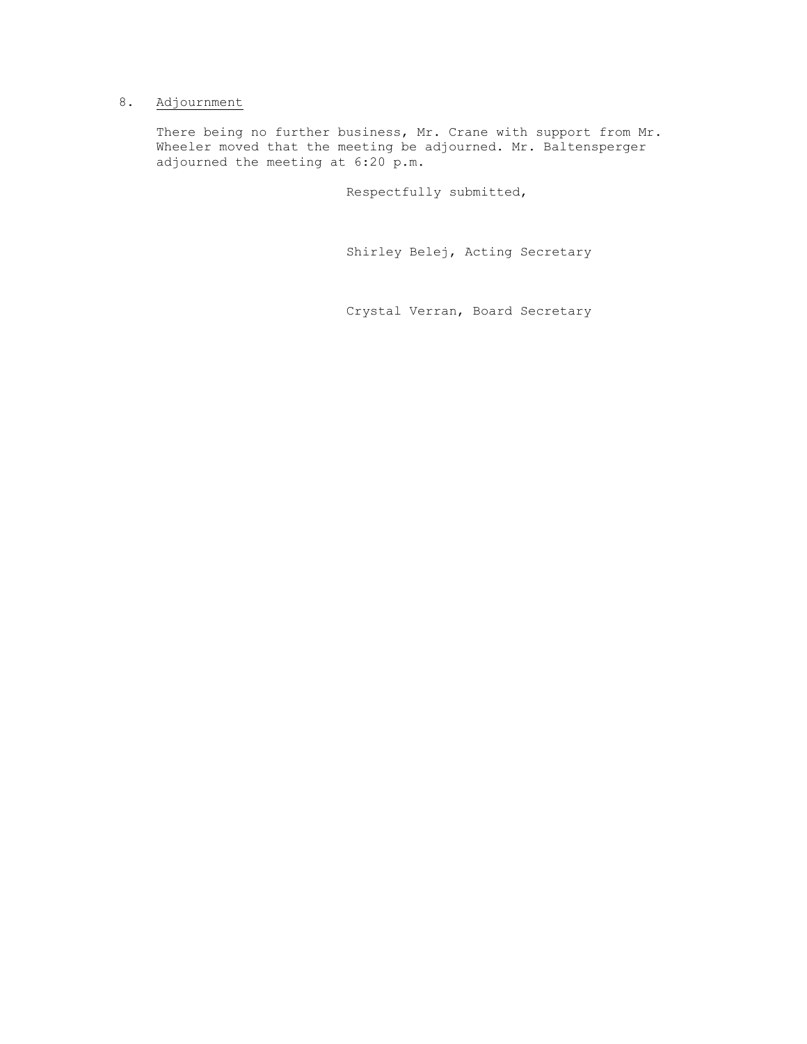8. <u>Adjournment</u>

There being no further business, Mr. Crane with support from Mr. Wheeler moved that the meeting be adjourned. Mr. Baltensperger adjourned the meeting at 6:20 p.m.

Respectfully submitted,

Shirley Belej, Acting Secretary

Crystal Verran, Board Secretary